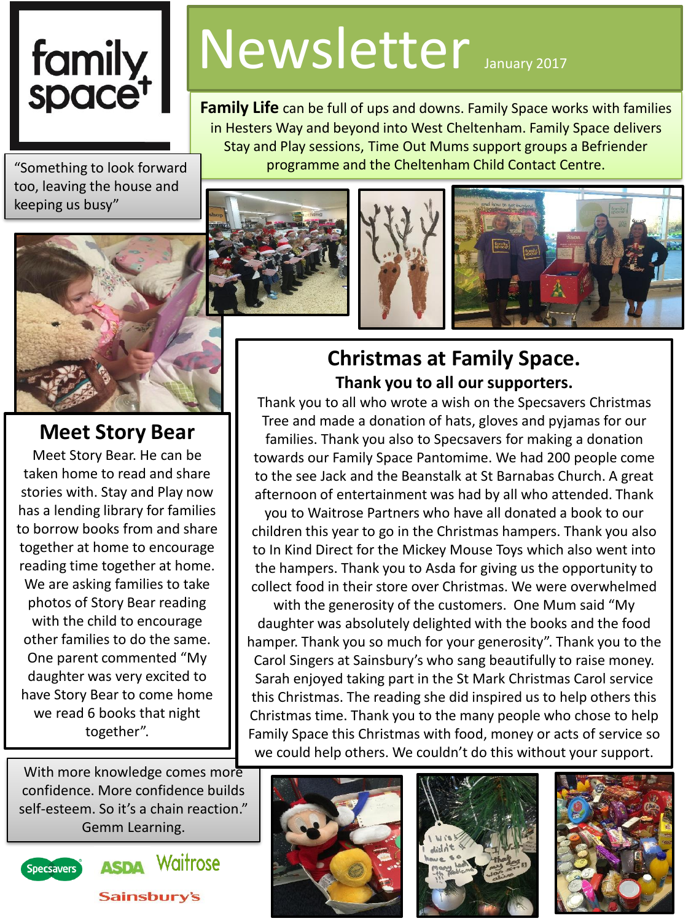family space+

# Newsletter

January 2017

**Family Life** can be full of ups and downs. Family Space works with families in Hesters Way and beyond into West Cheltenham. Family Space delivers Stay and Play sessions, Time Out Mums support groups a Befriender programme and the Cheltenham Child Contact Centre.

"Something to look forward too, leaving the house and keeping us busy"

## Meet Story Bear

Meet Story Bear. He can be taken home to read and share stories with. Stay and Play now has a lending library for families to borrow books from and share together at home to encourage reading time together at home. We are asking families to take photos of Story Bear reading with the child to encourage other families to do the same. One parent commented "My daughter was very excited to have Story Bear to come home we read 6 books that night together".

## Christmas at Family Space.

### Thank you to all our supporters.

Thank you to all who wrote a wish on the Specsavers Christmas Tree and made a donation of hats, gloves and pyjamas for our families. Thank you also to Specsavers for making a donation towards our Family Space Pantomime. We had 200 people come to the see Jack and the Beanstalk at St Barnabas Church. A great afternoon of entertainment was had by all who attended. Thank you to Waitrose Partners who have all donated a book to our children this year to go in the Christmas hampers. Thank you also to In Kind Direct for the Mickey Mouse Toys which also went into the hampers. Thank you to Asda for giving us the opportunity to collect food in their store over Christmas. We were overwhelmed with the generosity of the customers. One Mum said "My daughter was absolutely delighted with the books and the food hamper. Thank you so much for your generosity". Thank you to the Carol Singers at Sainsbury's who sang beautifully to raise money. Sarah enjoyed taking part in the St Mark Christmas Carol service this Christmas. The reading she did inspired us to help others this Christmas time. Thank you to the many people who chose to help Family Space this Christmas with food, money or acts of service so we could help others. We couldn't do this without your support.

With more knowledge comes more confidence. More confidence builds self-esteem. So it's a chain reaction." Gemm Learning.

Specsavers ASDA Waitrose Sainsbury's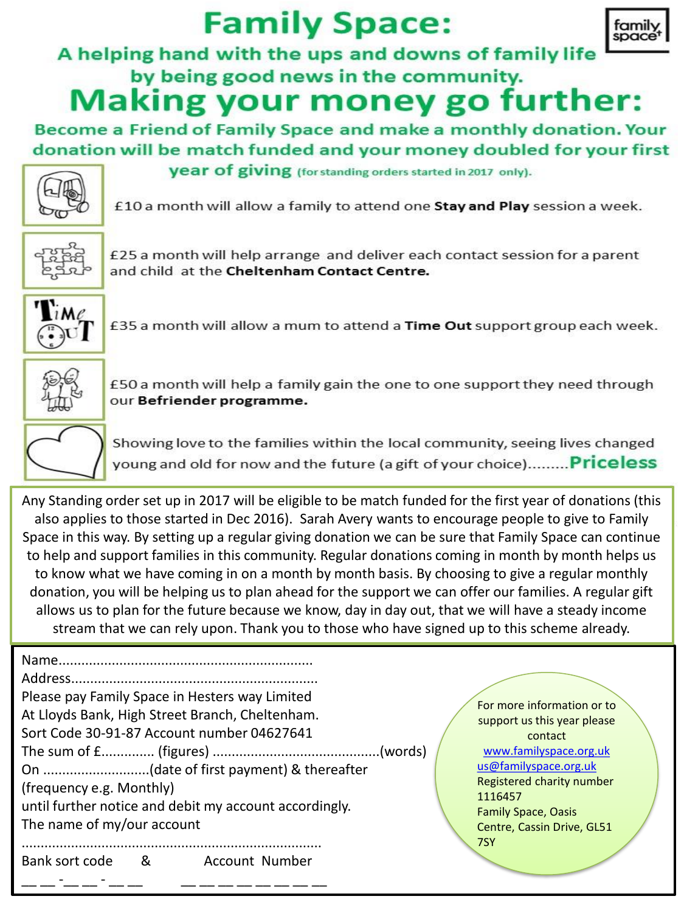# Family Space:

## A helping hand with the ups and downs of family life by being good news in the community.

# Making your money go further:

**Become a Friend of Family Space and make a monthly donation. Your donation will be match funded and your money doubled for your first year of giving** (for standing orders started in 2017 only).

£10 a month will allow a family to attend one **Stay and Play** session a week.

£25 a month will help arrange and deliver each contact session for a parent and child at the **Cheltenham Contact Centre.**

£35 a month will allow a mum to attend a **Time Out** support group each week.

£50 a month will help a family gain the one to one support they need through our **Befriender programme.**

Showing love to the families within the local community, seeing lives changed young and old for now and the future (a gift of your choice)………**Priceless**

Any Standing order set up in 2017 will be eligible to be match funded for the first year of donations (this also applies to those started in Dec 2016). Sarah Avery wants to encourage people to give to Family Space in this way. By setting up a regular giving donation we can be sure that Family Space can continue to help and support families in this community. Regular donations coming in month by month helps us to know what we have coming in on a month by month basis. By choosing to give a regular monthly donation, you will be helping us to plan ahead for the support we can offer our families. A regular gift allows us to plan for the future because we know, day in day out, that we will have a steady income stream that we can rely upon. Thank you to those who have signed up to this scheme already.

Name………………………………………………………………

Address……………………………………………………………

Please pay Family Space in Hesters way Limited

At Lloyds Bank, High Street Branch, Cheltenham.

Sort Code 30-91-87 Account number 04627641

The sum of £………….. (figures) ……………………………………….(words)

On ………………………(date of first payment) & thereafter (frequency e.g. Monthly)

until further notice and debit my account accordingly.

The name of my/our account

…………………………………………………………………………

Bank sort code & Account Number

__ __ - __ __ - __ __ &nbsp;&nbsp; __ __ __ __ __ __ __ __

For more information or to support us this year please contact

www.familyspace.org.uk

us@familyspace.org.uk

Registered charity number 1116457

Family Space, Oasis Centre, Cassin Drive, GL51 7SY